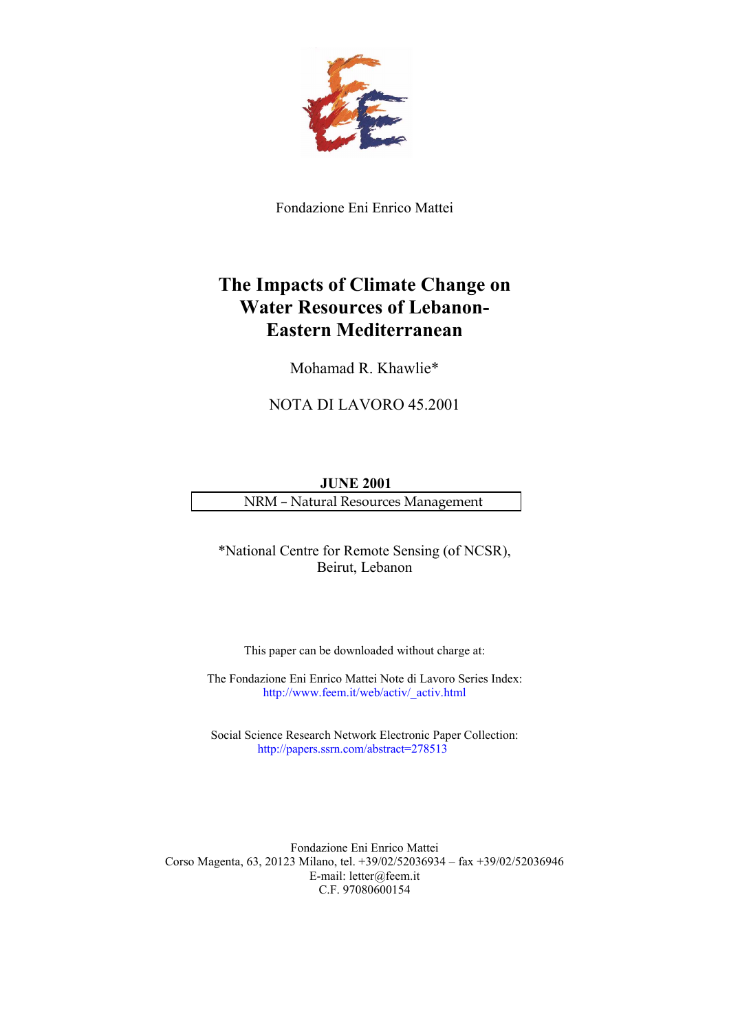Fondazione Eni Enrico Mattei

# The Impacts of Climate Change on Water Resources of Lebanon-Eastern Mediterranean

Mohamad R. Khawlie*

NOTA DI LAVORO 45.2001

**JUNE 2001**

NRM – Natural Resources Management

*National Centre for Remote Sensing (of NCSR), Beirut, Lebanon

This paper can be downloaded without charge at:

The Fondazione Eni Enrico Mattei Note di Lavoro Series Index:
http://www.feem.it/web/activ/_activ.html

Social Science Research Network Electronic Paper Collection:
http://papers.ssrn.com/abstract=278513

Fondazione Eni Enrico Mattei
Corso Magenta, 63, 20123 Milano, tel. +39/02/52036934 – fax +39/02/52036946
E-mail: letter@feem.it
C.F. 97080600154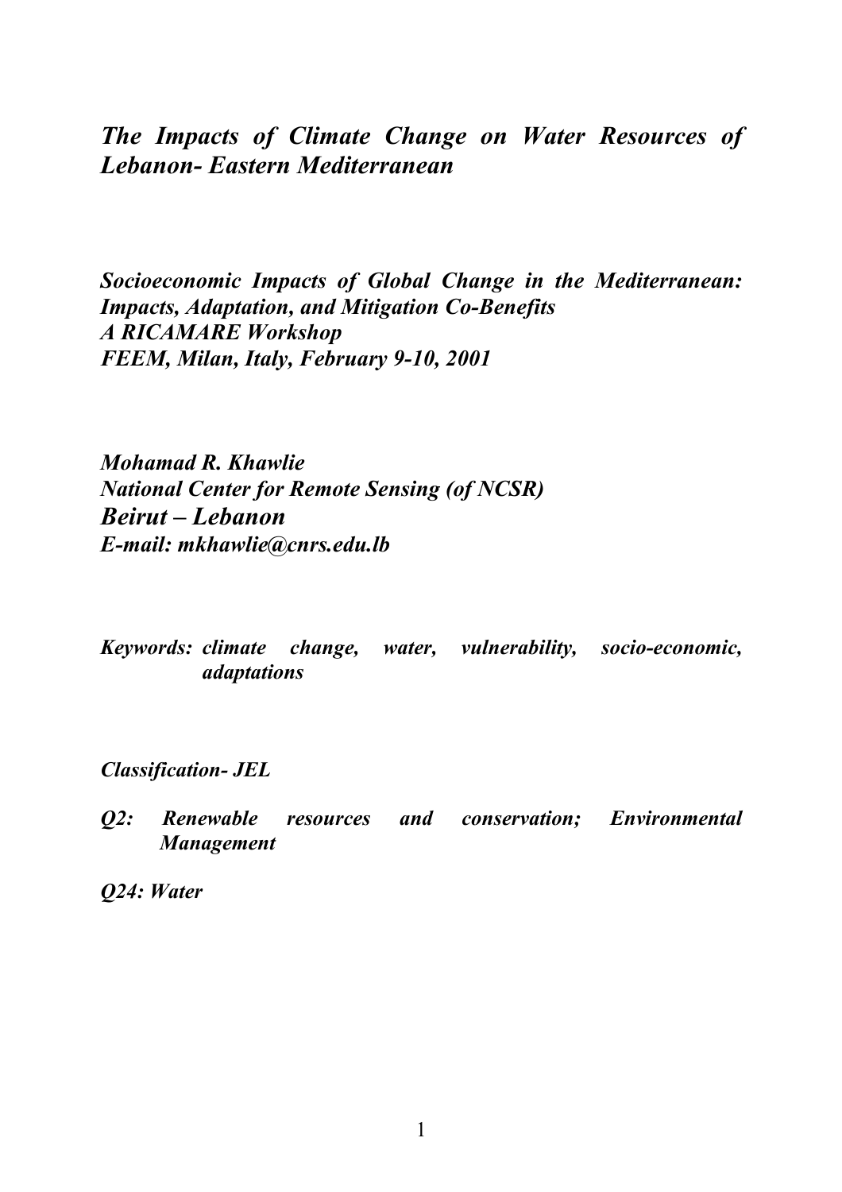# *The Impacts of Climate Change on Water Resources of Lebanon- Eastern Mediterranean*

***Socioeconomic Impacts of Global Change in the Mediterranean: Impacts, Adaptation, and Mitigation Co-Benefits***
***A RICAMARE Workshop***
***FEEM, Milan, Italy, February 9-10, 2001***

***Mohamad R. Khawlie***
***National Center for Remote Sensing (of NCSR)***
***Beirut – Lebanon***
***E-mail: mkhawlie@cnrs.edu.lb***

***Keywords:*** ***climate change, water, vulnerability, socio-economic, adaptations***

***Classification- JEL***

***Q2: Renewable resources and conservation; Environmental Management***

***Q24: Water***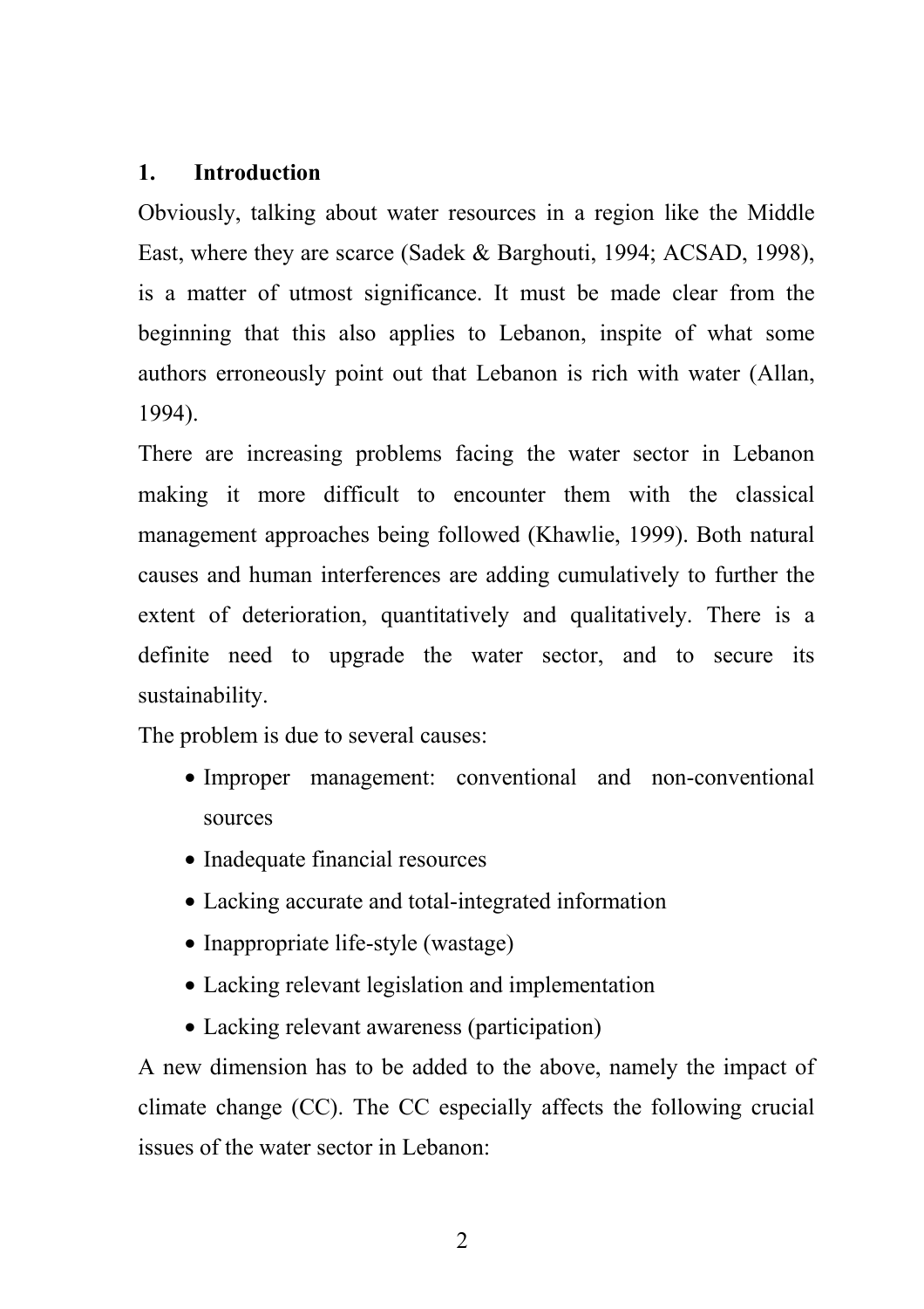## 1. Introduction

Obviously, talking about water resources in a region like the Middle East, where they are scarce (Sadek & Barghouti, 1994; ACSAD, 1998), is a matter of utmost significance. It must be made clear from the beginning that this also applies to Lebanon, inspite of what some authors erroneously point out that Lebanon is rich with water (Allan, 1994).

There are increasing problems facing the water sector in Lebanon making it more difficult to encounter them with the classical management approaches being followed (Khawlie, 1999). Both natural causes and human interferences are adding cumulatively to further the extent of deterioration, quantitatively and qualitatively. There is a definite need to upgrade the water sector, and to secure its sustainability.

The problem is due to several causes:

- Improper management: conventional and non-conventional sources
- Inadequate financial resources
- Lacking accurate and total-integrated information
- Inappropriate life-style (wastage)
- Lacking relevant legislation and implementation
- Lacking relevant awareness (participation)

A new dimension has to be added to the above, namely the impact of climate change (CC). The CC especially affects the following crucial issues of the water sector in Lebanon: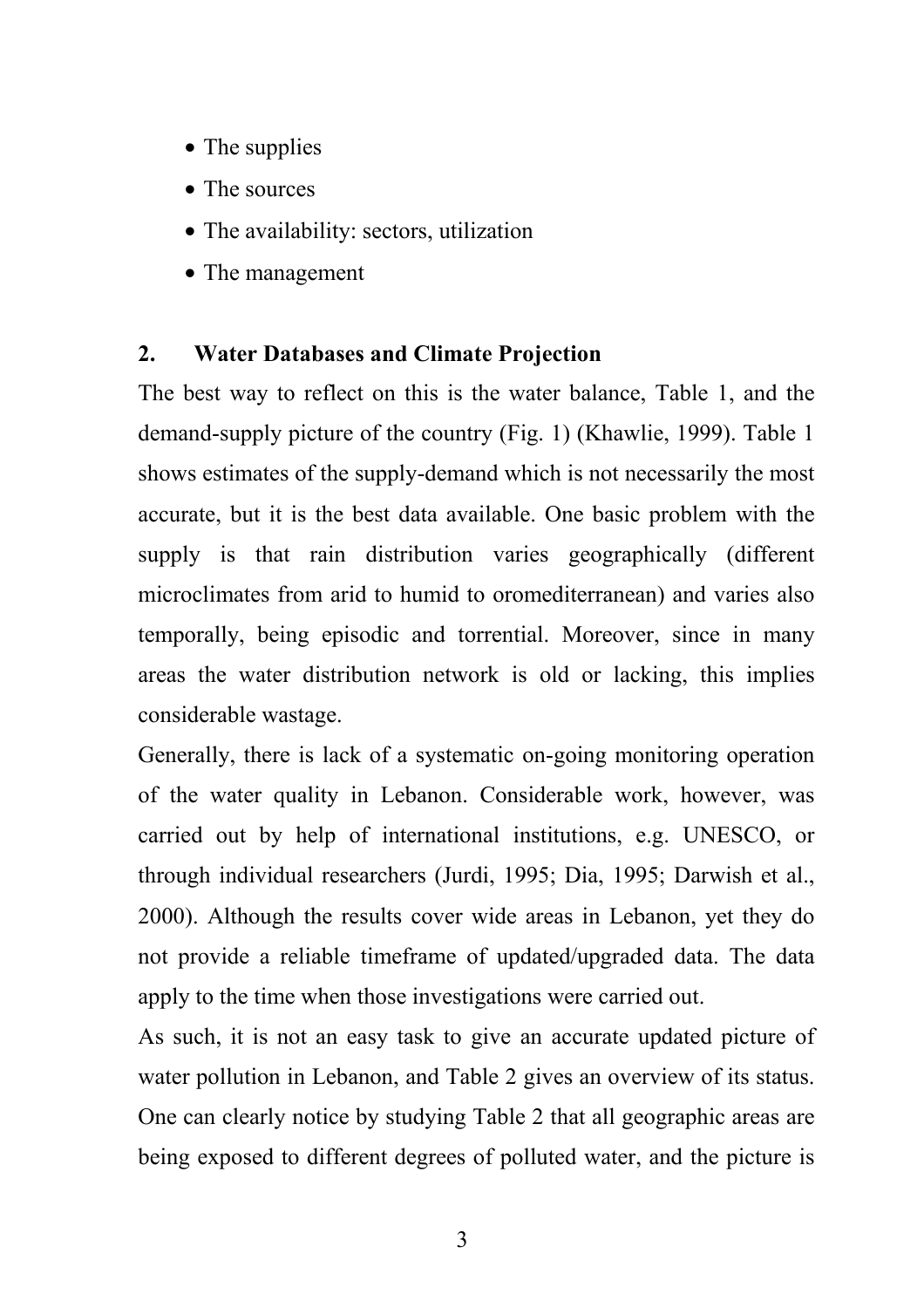- The supplies
- The sources
- The availability: sectors, utilization
- The management

## 2. Water Databases and Climate Projection

The best way to reflect on this is the water balance, Table 1, and the demand-supply picture of the country (Fig. 1) (Khawlie, 1999). Table 1 shows estimates of the supply-demand which is not necessarily the most accurate, but it is the best data available. One basic problem with the supply is that rain distribution varies geographically (different microclimates from arid to humid to oromediterranean) and varies also temporally, being episodic and torrential. Moreover, since in many areas the water distribution network is old or lacking, this implies considerable wastage.

Generally, there is lack of a systematic on-going monitoring operation of the water quality in Lebanon. Considerable work, however, was carried out by help of international institutions, e.g. UNESCO, or through individual researchers (Jurdi, 1995; Dia, 1995; Darwish et al., 2000). Although the results cover wide areas in Lebanon, yet they do not provide a reliable timeframe of updated/upgraded data. The data apply to the time when those investigations were carried out.

As such, it is not an easy task to give an accurate updated picture of water pollution in Lebanon, and Table 2 gives an overview of its status. One can clearly notice by studying Table 2 that all geographic areas are being exposed to different degrees of polluted water, and the picture is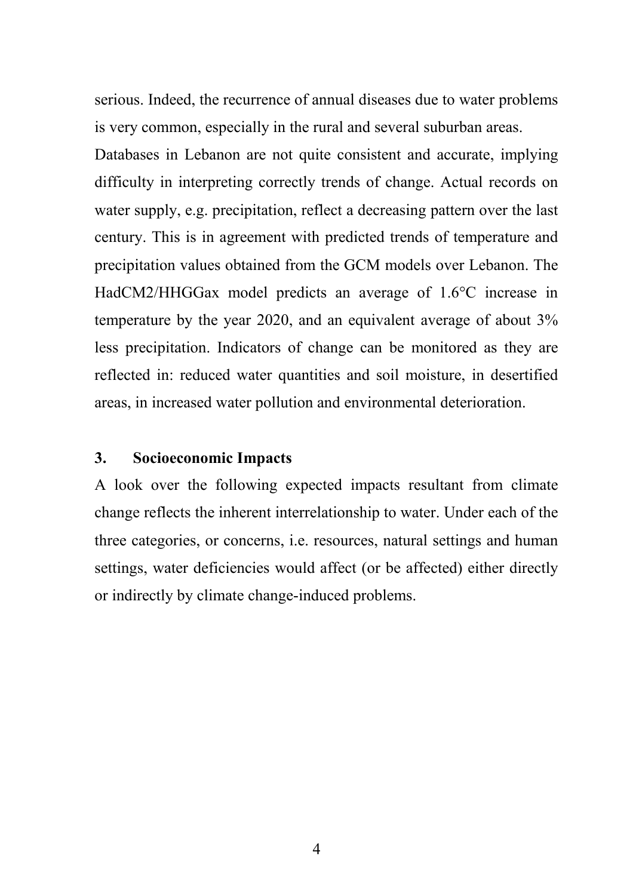serious. Indeed, the recurrence of annual diseases due to water problems is very common, especially in the rural and several suburban areas.

Databases in Lebanon are not quite consistent and accurate, implying difficulty in interpreting correctly trends of change. Actual records on water supply, e.g. precipitation, reflect a decreasing pattern over the last century. This is in agreement with predicted trends of temperature and precipitation values obtained from the GCM models over Lebanon. The HadCM2/HHGGax model predicts an average of 1.6°C increase in temperature by the year 2020, and an equivalent average of about 3% less precipitation. Indicators of change can be monitored as they are reflected in: reduced water quantities and soil moisture, in desertified areas, in increased water pollution and environmental deterioration.

## 3. Socioeconomic Impacts

A look over the following expected impacts resultant from climate change reflects the inherent interrelationship to water. Under each of the three categories, or concerns, i.e. resources, natural settings and human settings, water deficiencies would affect (or be affected) either directly or indirectly by climate change-induced problems.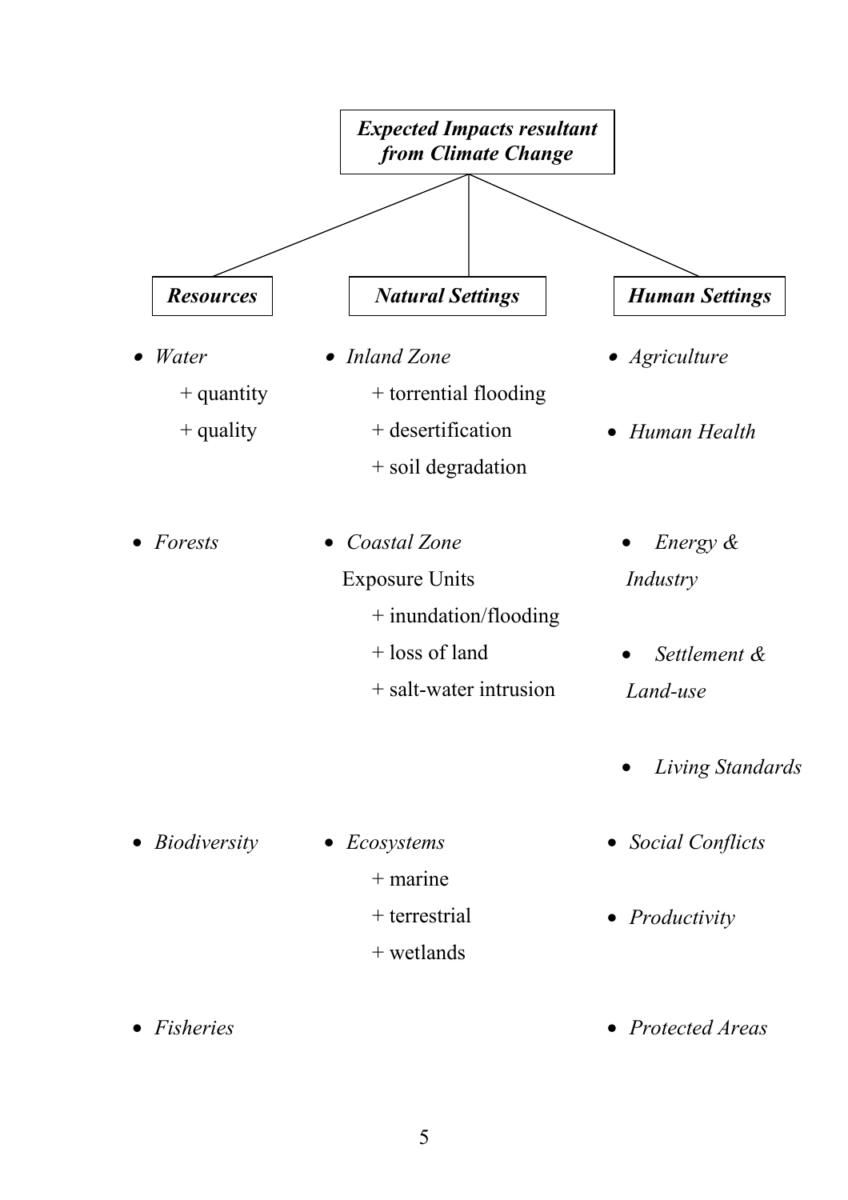***Expected Impacts resultant from Climate Change***

| ***Resources*** | ***Natural Settings*** | ***Human Settings*** |
|---|---|---|
| • *Water*<br>+ quantity<br>+ quality | • *Inland Zone*<br>+ torrential flooding<br>+ desertification<br>+ soil degradation | • *Agriculture*<br>• *Human Health* |
| • *Forests* | • *Coastal Zone* Exposure Units<br>+ inundation/flooding<br>+ loss of land<br>+ salt-water intrusion | • *Energy & Industry*<br>• *Settlement & Land-use*<br>• *Living Standards* |
| • *Biodiversity* | • *Ecosystems*<br>+ marine<br>+ terrestrial<br>+ wetlands | • *Social Conflicts*<br>• *Productivity* |
| • *Fisheries* | | • *Protected Areas* |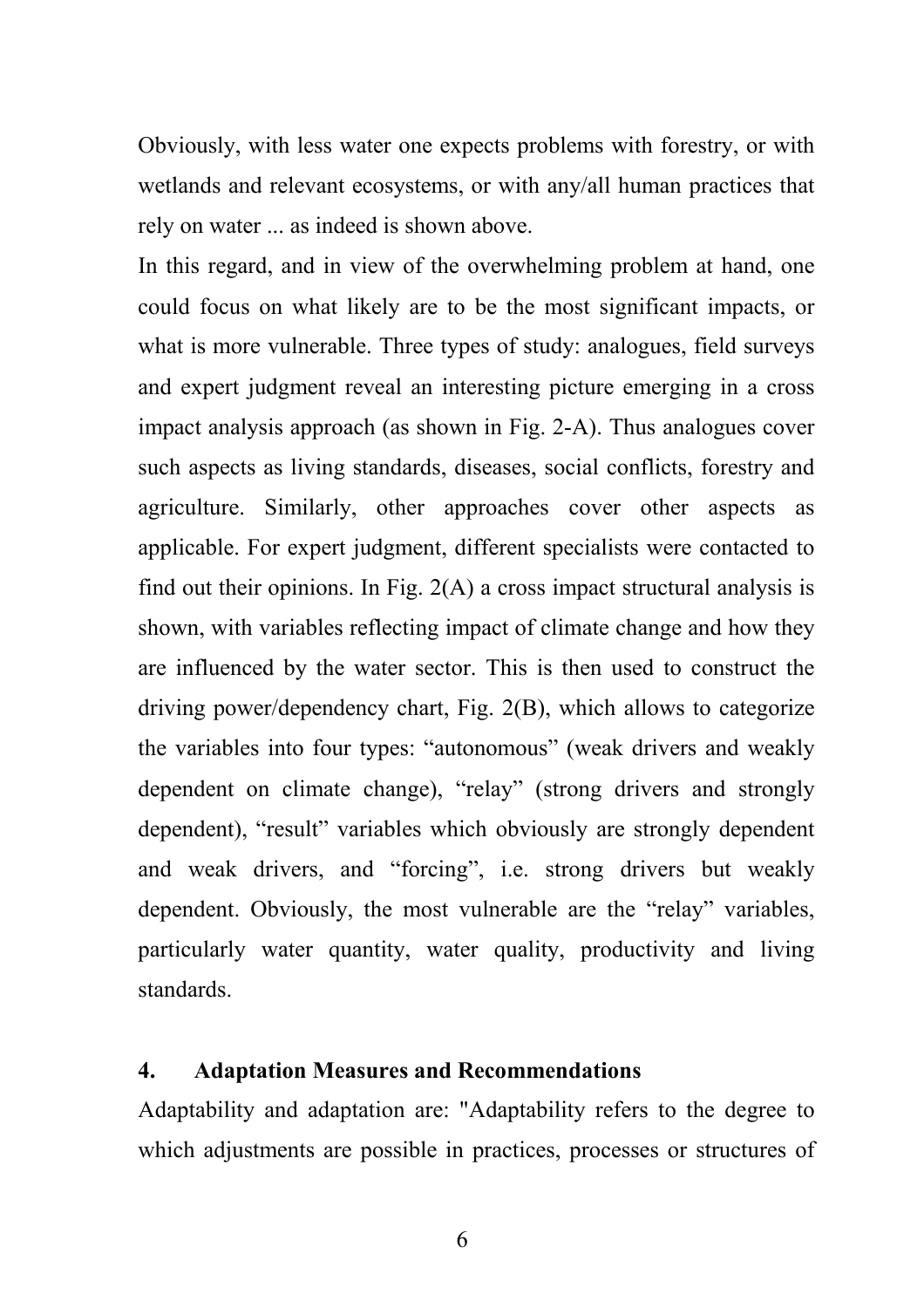Obviously, with less water one expects problems with forestry, or with wetlands and relevant ecosystems, or with any/all human practices that rely on water ... as indeed is shown above.

In this regard, and in view of the overwhelming problem at hand, one could focus on what likely are to be the most significant impacts, or what is more vulnerable. Three types of study: analogues, field surveys and expert judgment reveal an interesting picture emerging in a cross impact analysis approach (as shown in Fig. 2-A). Thus analogues cover such aspects as living standards, diseases, social conflicts, forestry and agriculture. Similarly, other approaches cover other aspects as applicable. For expert judgment, different specialists were contacted to find out their opinions. In Fig. 2(A) a cross impact structural analysis is shown, with variables reflecting impact of climate change and how they are influenced by the water sector. This is then used to construct the driving power/dependency chart, Fig. 2(B), which allows to categorize the variables into four types: "autonomous" (weak drivers and weakly dependent on climate change), "relay" (strong drivers and strongly dependent), "result" variables which obviously are strongly dependent and weak drivers, and "forcing", i.e. strong drivers but weakly dependent. Obviously, the most vulnerable are the "relay" variables, particularly water quantity, water quality, productivity and living standards.

## 4. Adaptation Measures and Recommendations

Adaptability and adaptation are: "Adaptability refers to the degree to which adjustments are possible in practices, processes or structures of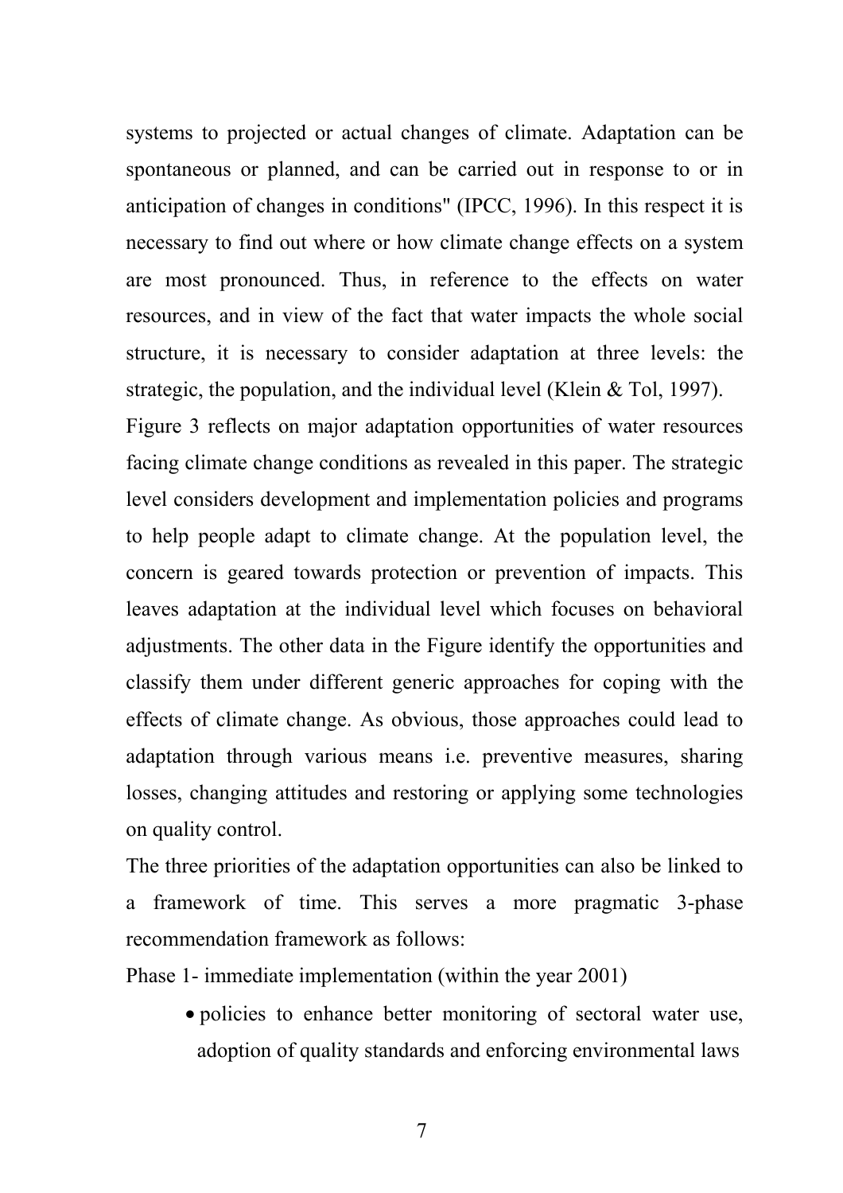systems to projected or actual changes of climate. Adaptation can be spontaneous or planned, and can be carried out in response to or in anticipation of changes in conditions" (IPCC, 1996). In this respect it is necessary to find out where or how climate change effects on a system are most pronounced. Thus, in reference to the effects on water resources, and in view of the fact that water impacts the whole social structure, it is necessary to consider adaptation at three levels: the strategic, the population, and the individual level (Klein & Tol, 1997).

Figure 3 reflects on major adaptation opportunities of water resources facing climate change conditions as revealed in this paper. The strategic level considers development and implementation policies and programs to help people adapt to climate change. At the population level, the concern is geared towards protection or prevention of impacts. This leaves adaptation at the individual level which focuses on behavioral adjustments. The other data in the Figure identify the opportunities and classify them under different generic approaches for coping with the effects of climate change. As obvious, those approaches could lead to adaptation through various means i.e. preventive measures, sharing losses, changing attitudes and restoring or applying some technologies on quality control.

The three priorities of the adaptation opportunities can also be linked to a framework of time. This serves a more pragmatic 3-phase recommendation framework as follows:

Phase 1- immediate implementation (within the year 2001)

- policies to enhance better monitoring of sectoral water use, adoption of quality standards and enforcing environmental laws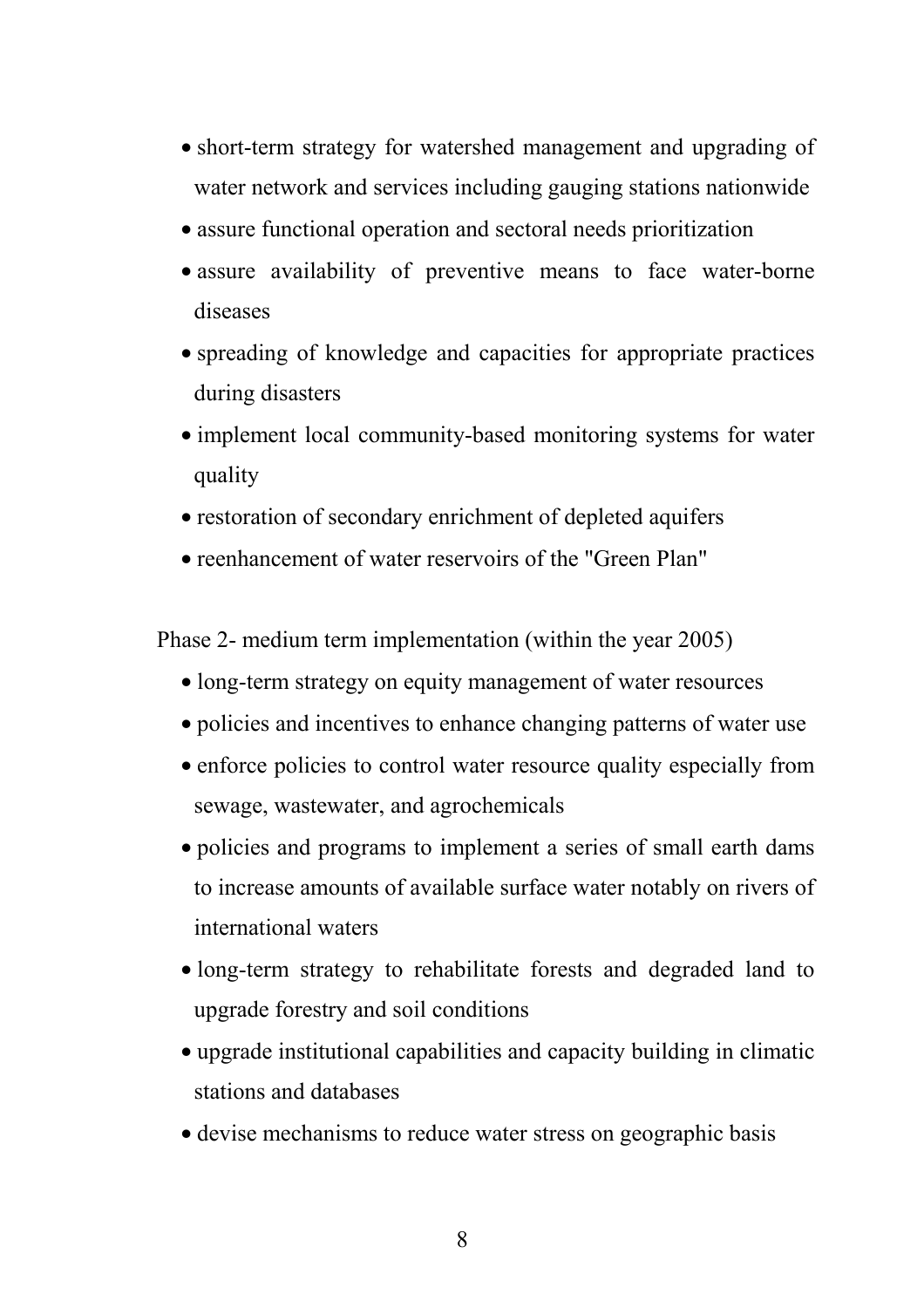- short-term strategy for watershed management and upgrading of water network and services including gauging stations nationwide
- assure functional operation and sectoral needs prioritization
- assure availability of preventive means to face water-borne diseases
- spreading of knowledge and capacities for appropriate practices during disasters
- implement local community-based monitoring systems for water quality
- restoration of secondary enrichment of depleted aquifers
- reenhancement of water reservoirs of the "Green Plan"

Phase 2- medium term implementation (within the year 2005)

- long-term strategy on equity management of water resources
- policies and incentives to enhance changing patterns of water use
- enforce policies to control water resource quality especially from sewage, wastewater, and agrochemicals
- policies and programs to implement a series of small earth dams to increase amounts of available surface water notably on rivers of international waters
- long-term strategy to rehabilitate forests and degraded land to upgrade forestry and soil conditions
- upgrade institutional capabilities and capacity building in climatic stations and databases
- devise mechanisms to reduce water stress on geographic basis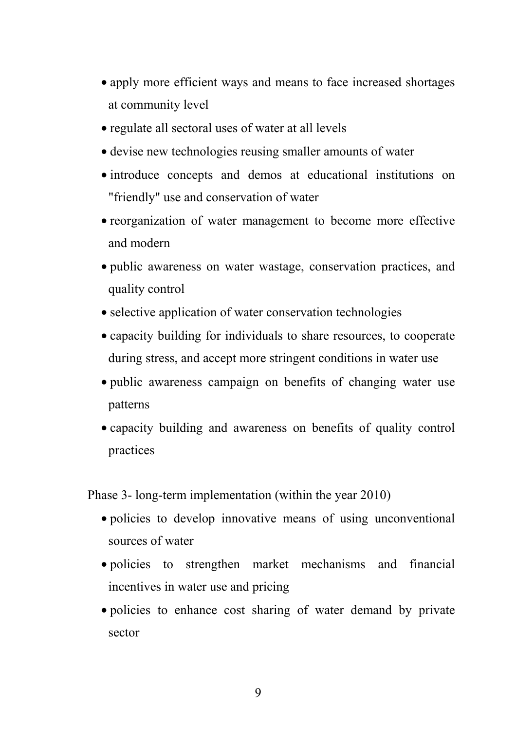- apply more efficient ways and means to face increased shortages at community level
- regulate all sectoral uses of water at all levels
- devise new technologies reusing smaller amounts of water
- introduce concepts and demos at educational institutions on "friendly" use and conservation of water
- reorganization of water management to become more effective and modern
- public awareness on water wastage, conservation practices, and quality control
- selective application of water conservation technologies
- capacity building for individuals to share resources, to cooperate during stress, and accept more stringent conditions in water use
- public awareness campaign on benefits of changing water use patterns
- capacity building and awareness on benefits of quality control practices

Phase 3- long-term implementation (within the year 2010)

- policies to develop innovative means of using unconventional sources of water
- policies to strengthen market mechanisms and financial incentives in water use and pricing
- policies to enhance cost sharing of water demand by private sector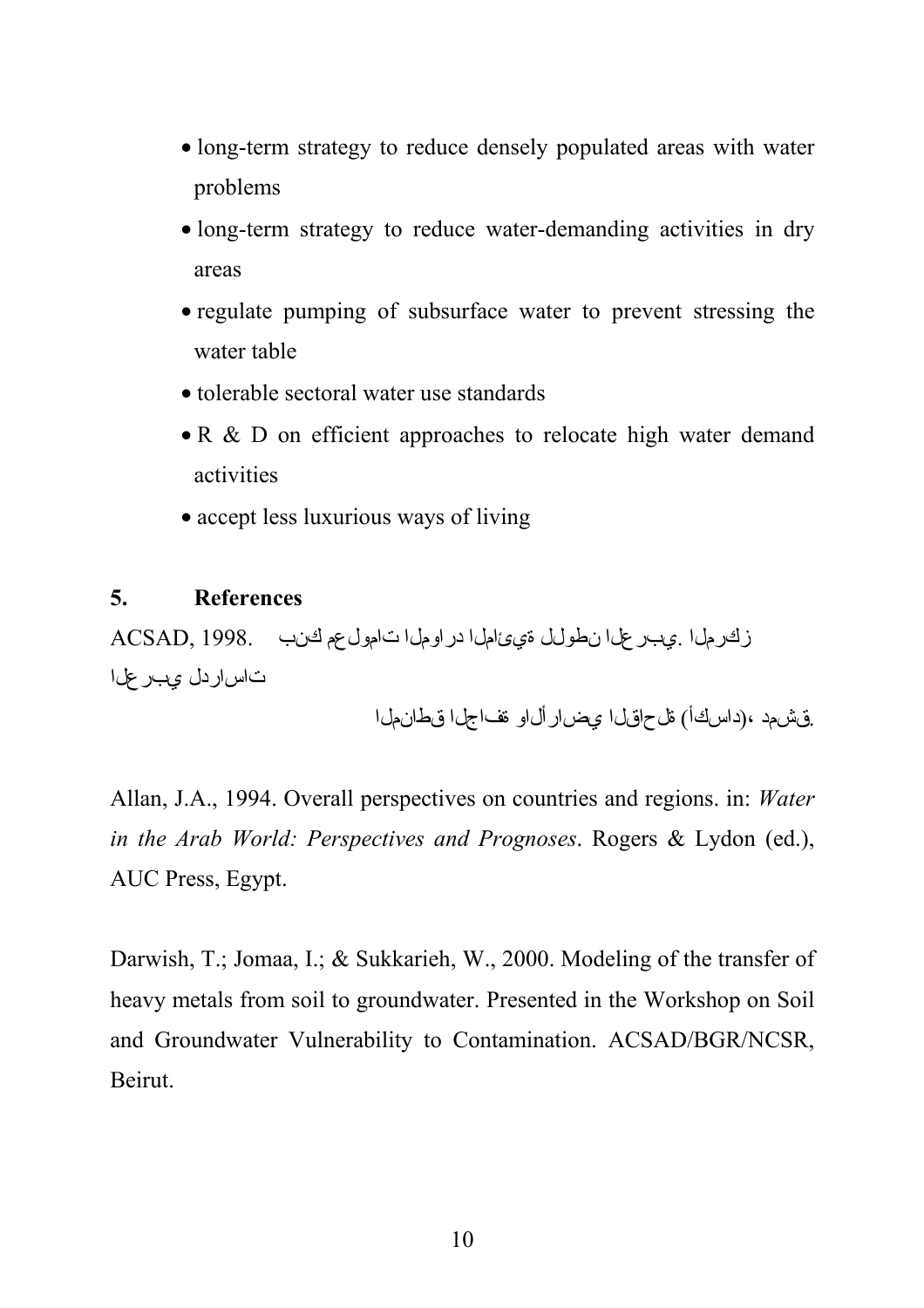- long-term strategy to reduce densely populated areas with water problems
- long-term strategy to reduce water-demanding activities in dry areas
- regulate pumping of subsurface water to prevent stressing the water table
- tolerable sectoral water use standards
- R & D on efficient approaches to relocate high water demand activities
- accept less luxurious ways of living

## 5. References

ACSAD, 1998. بنك معلومات الموارد المائية للوطن العربي. المركز العربي لدراسات المناطق الجافة والأراضي القاحلة (أكساد)، دمشق.

Allan, J.A., 1994. Overall perspectives on countries and regions. in: *Water in the Arab World: Perspectives and Prognoses*. Rogers & Lydon (ed.), AUC Press, Egypt.

Darwish, T.; Jomaa, I.; & Sukkarieh, W., 2000. Modeling of the transfer of heavy metals from soil to groundwater. Presented in the Workshop on Soil and Groundwater Vulnerability to Contamination. ACSAD/BGR/NCSR, Beirut.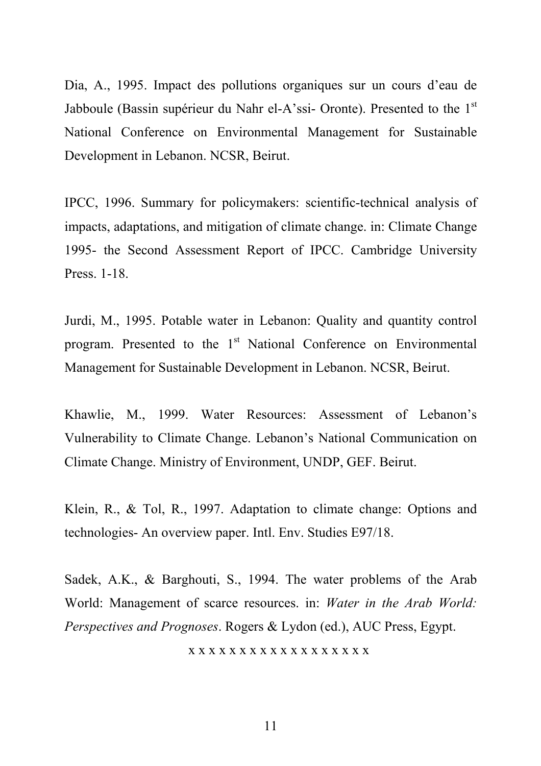Dia, A., 1995. Impact des pollutions organiques sur un cours d'eau de Jabboule (Bassin supérieur du Nahr el-A'ssi- Oronte). Presented to the 1st National Conference on Environmental Management for Sustainable Development in Lebanon. NCSR, Beirut.

IPCC, 1996. Summary for policymakers: scientific-technical analysis of impacts, adaptations, and mitigation of climate change. in: Climate Change 1995- the Second Assessment Report of IPCC. Cambridge University Press. 1-18.

Jurdi, M., 1995. Potable water in Lebanon: Quality and quantity control program. Presented to the 1st National Conference on Environmental Management for Sustainable Development in Lebanon. NCSR, Beirut.

Khawlie, M., 1999. Water Resources: Assessment of Lebanon's Vulnerability to Climate Change. Lebanon's National Communication on Climate Change. Ministry of Environment, UNDP, GEF. Beirut.

Klein, R., & Tol, R., 1997. Adaptation to climate change: Options and technologies- An overview paper. Intl. Env. Studies E97/18.

Sadek, A.K., & Barghouti, S., 1994. The water problems of the Arab World: Management of scarce resources. in: *Water in the Arab World: Perspectives and Prognoses*. Rogers & Lydon (ed.), AUC Press, Egypt.

x x x x x x x x x x x x x x x x x x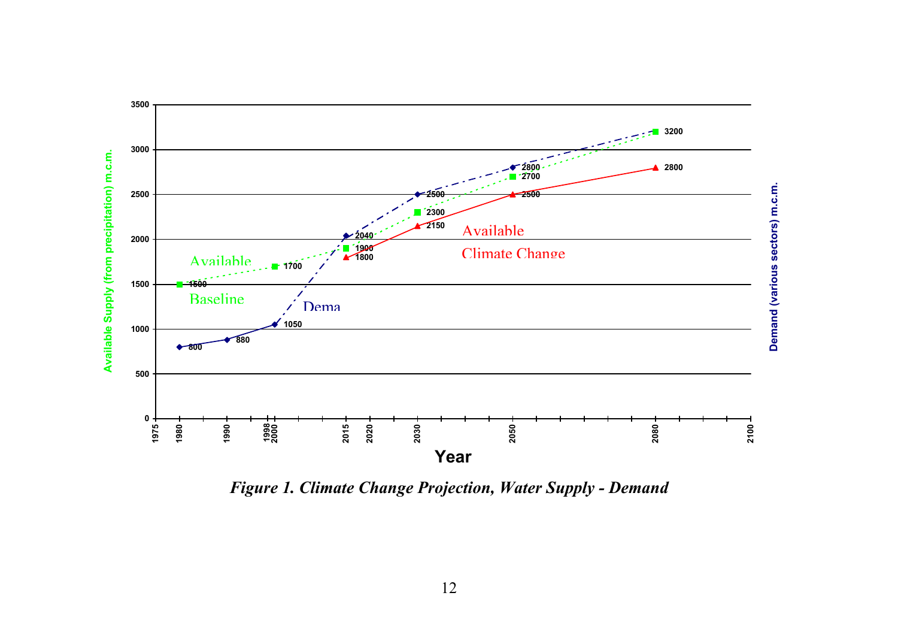*Figure 1. Climate Change Projection, Water Supply - Demand*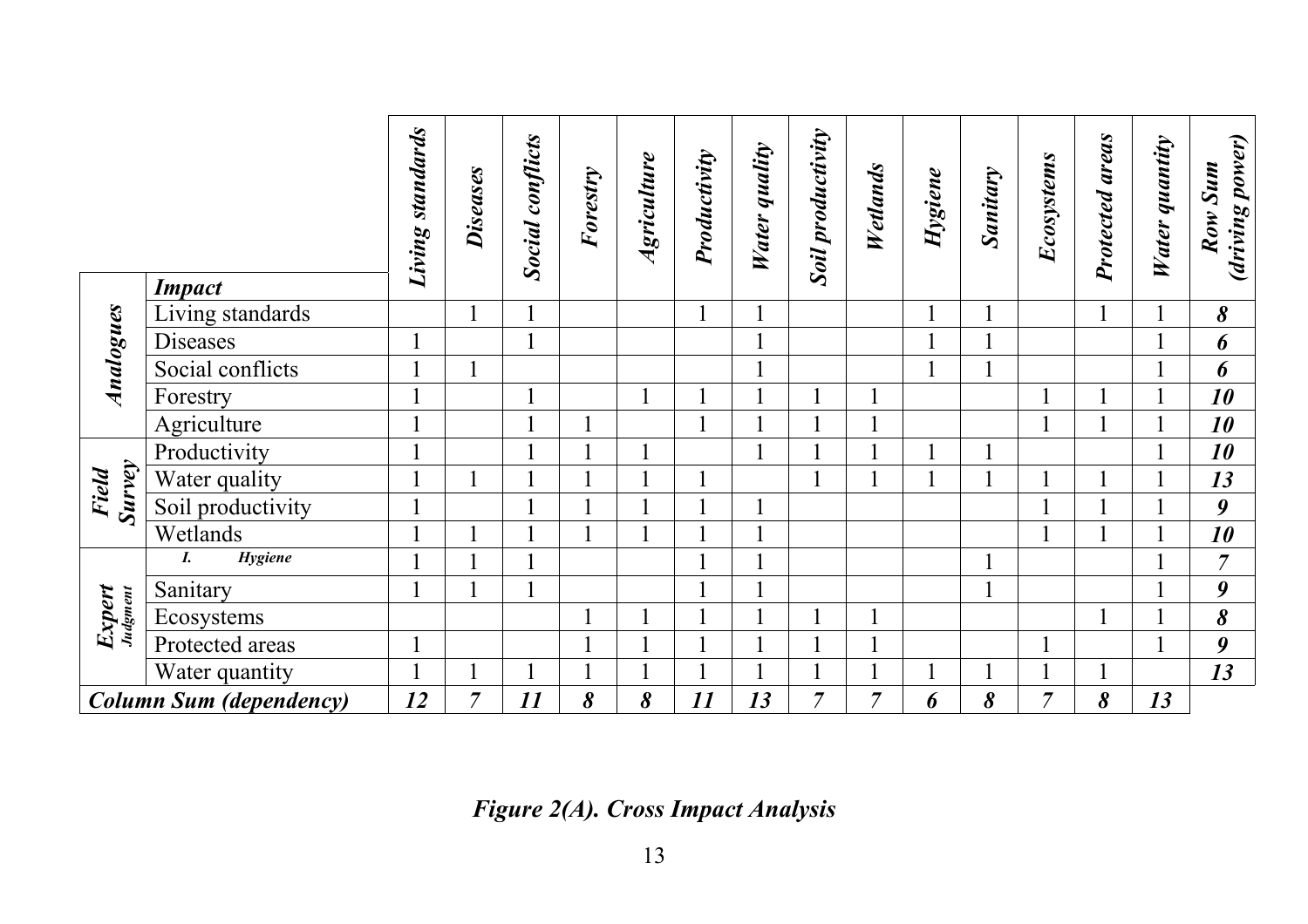| | *Impact* | *Living standards* | *Diseases* | *Social conflicts* | *Forestry* | *Agriculture* | *Productivity* | *Water quality* | *Soil productivity* | *Wetlands* | *Hygiene* | *Sanitary* | *Ecosystems* | *Protected areas* | *Water quantity* | *Row Sum (driving power)* |
|---|---|---|---|---|---|---|---|---|---|---|---|---|---|---|---|---|
| ***Analogues*** | Living standards | | 1 | 1 | | | 1 | 1 | | | 1 | 1 | | 1 | 1 | ***8*** |
| | Diseases | 1 | | 1 | | | | 1 | | | 1 | 1 | | | 1 | ***6*** |
| | Social conflicts | 1 | 1 | | | | | 1 | | | 1 | 1 | | | 1 | ***6*** |
| | Forestry | 1 | | 1 | | 1 | 1 | 1 | 1 | 1 | | | 1 | 1 | 1 | ***10*** |
| | Agriculture | 1 | | 1 | 1 | | 1 | 1 | 1 | 1 | | | 1 | 1 | 1 | ***10*** |
| ***Field Survey*** | Productivity | 1 | | 1 | 1 | 1 | | 1 | 1 | 1 | 1 | 1 | | | 1 | ***10*** |
| | Water quality | 1 | 1 | 1 | 1 | 1 | 1 | | 1 | 1 | 1 | 1 | 1 | 1 | 1 | ***13*** |
| | Soil productivity | 1 | | 1 | 1 | 1 | 1 | 1 | | | | | 1 | 1 | 1 | ***9*** |
| | Wetlands | 1 | 1 | 1 | 1 | 1 | 1 | 1 | | | | | 1 | 1 | 1 | ***10*** |
| ***Expert Judgment*** | ***I. Hygiene*** | 1 | 1 | 1 | | | 1 | 1 | | | | 1 | | | 1 | ***7*** |
| | Sanitary | 1 | 1 | 1 | | | 1 | 1 | | | | 1 | | | 1 | ***9*** |
| | Ecosystems | | | | 1 | 1 | 1 | 1 | 1 | 1 | | | | 1 | 1 | ***8*** |
| | Protected areas | 1 | | | 1 | 1 | 1 | 1 | 1 | 1 | | | 1 | | 1 | ***9*** |
| | Water quantity | 1 | 1 | 1 | 1 | 1 | 1 | 1 | 1 | 1 | 1 | 1 | 1 | 1 | | ***13*** |
| ***Column Sum (dependency)*** | | ***12*** | ***7*** | ***11*** | ***8*** | ***8*** | ***11*** | ***13*** | ***7*** | ***7*** | ***6*** | ***8*** | ***7*** | ***8*** | ***13*** | |

***Figure 2(A). Cross Impact Analysis***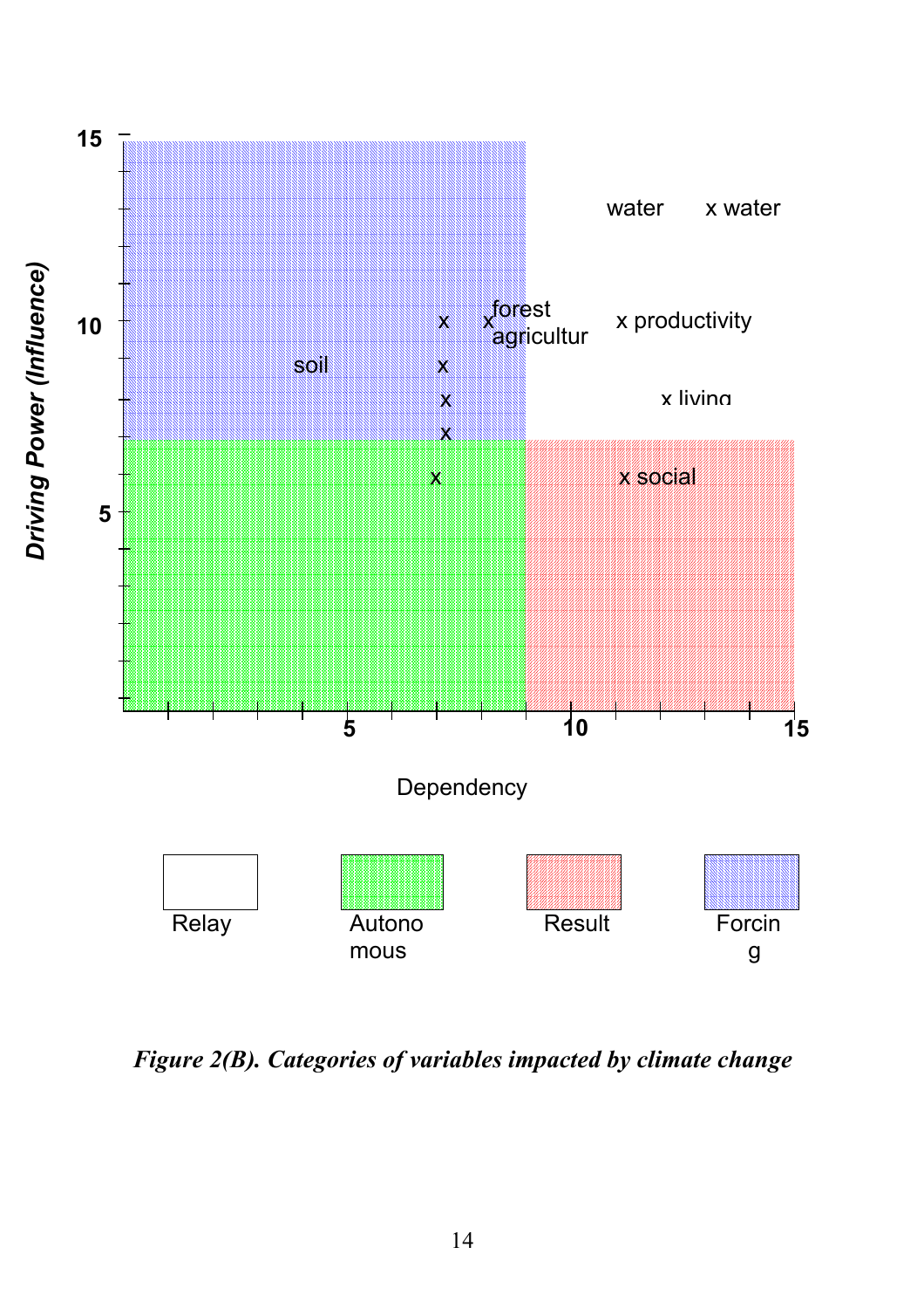*Figure 2(B). Categories of variables impacted by climate change*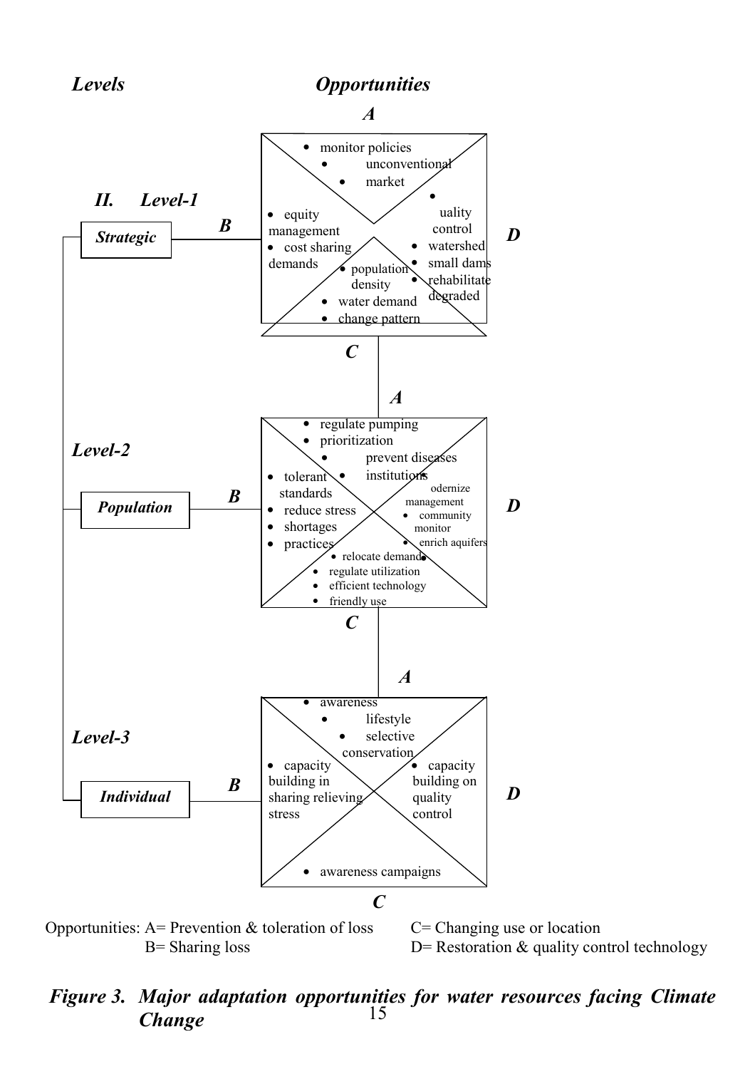*Levels* *Opportunities*

*II. Level-1*

***Strategic***

**A**
- monitor policies
- unconventional
- market

**B**
- equity management
- cost sharing demands

**C**
- population density
- water demand
- change pattern

**D**
- uality control
- watershed
- small dams
- rehabilitate degraded

*Level-2*

***Population***

**A**
- regulate pumping
- prioritization
- prevent diseases
- institutions

**B**
- tolerant standards
- reduce stress
- shortages
- practices

**C**
- relocate demand
- regulate utilization
- efficient technology
- friendly use

**D**
- odernize management
- community monitor
- enrich aquifers

*Level-3*

***Individual***

**A**
- awareness
- lifestyle
- selective conservation

**B**
- capacity building in sharing relieving stress

**C**
- awareness campaigns

**D**
- capacity building on quality control

Opportunities: A= Prevention & toleration of loss; B= Sharing loss; C= Changing use or location; D= Restoration & quality control technology

*Figure 3. Major adaptation opportunities for water resources facing Climate Change*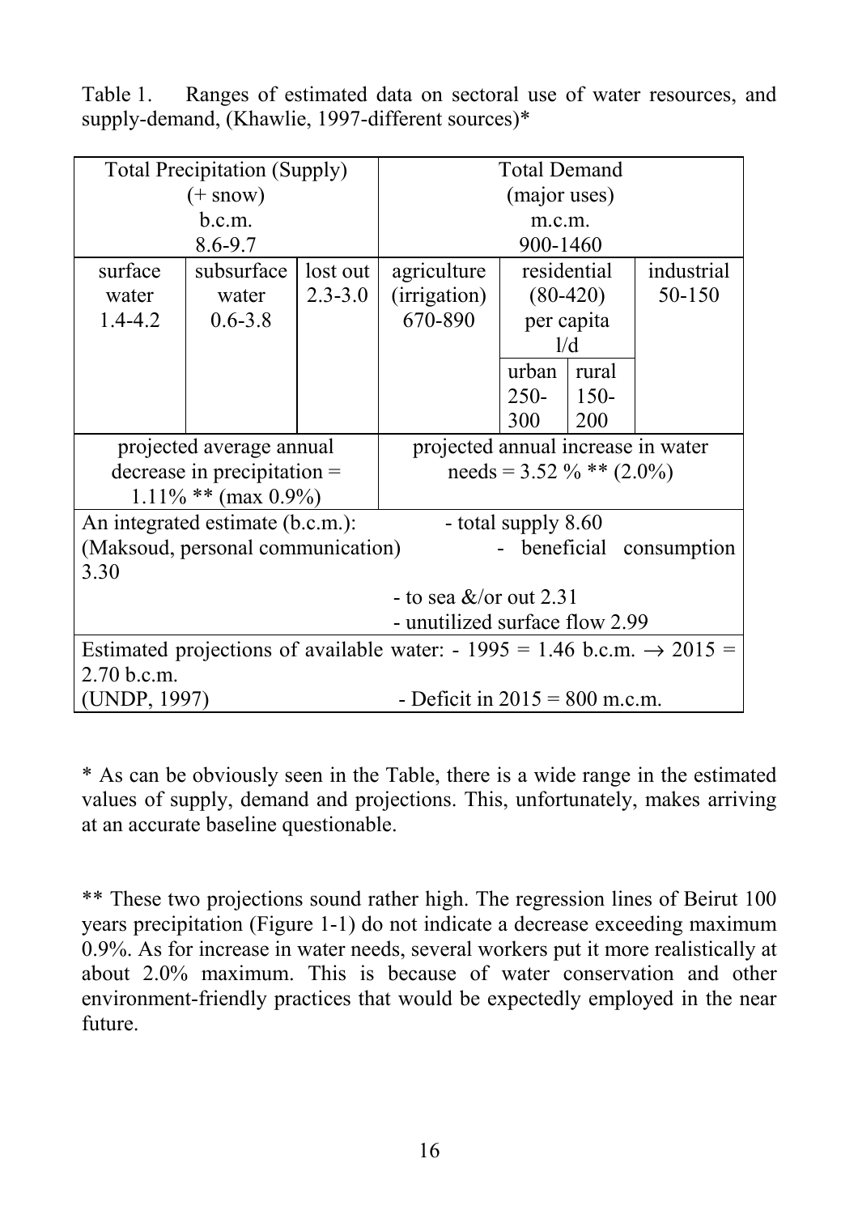Table 1. Ranges of estimated data on sectoral use of water resources, and supply-demand, (Khawlie, 1997-different sources)*

| Total Precipitation (Supply) (+ snow) b.c.m. 8.6-9.7 | | | Total Demand (major uses) m.c.m. 900-1460 | | | |
|---|---|---|---|---|---|---|
| surface water 1.4-4.2 | subsurface water 0.6-3.8 | lost out 2.3-3.0 | agriculture (irrigation) 670-890 | residential (80-420) per capita l/d | | industrial 50-150 |
| | | | | urban 250-300 | rural 150-200 | |
| projected average annual decrease in precipitation = 1.11% ** (max 0.9%) | | | projected annual increase in water needs = 3.52 % ** (2.0%) | | | |
| An integrated estimate (b.c.m.): (Maksoud, personal communication) | | | - total supply 8.60 - beneficial consumption 3.30 - to sea &/or out 2.31 - unutilized surface flow 2.99 | | | |
| Estimated projections of available water: - 1995 = 1.46 b.c.m. → 2015 = 2.70 b.c.m. (UNDP, 1997) - Deficit in 2015 = 800 m.c.m. | | | | | | |

* As can be obviously seen in the Table, there is a wide range in the estimated values of supply, demand and projections. This, unfortunately, makes arriving at an accurate baseline questionable.

** These two projections sound rather high. The regression lines of Beirut 100 years precipitation (Figure 1-1) do not indicate a decrease exceeding maximum 0.9%. As for increase in water needs, several workers put it more realistically at about 2.0% maximum. This is because of water conservation and other environment-friendly practices that would be expectedly employed in the near future.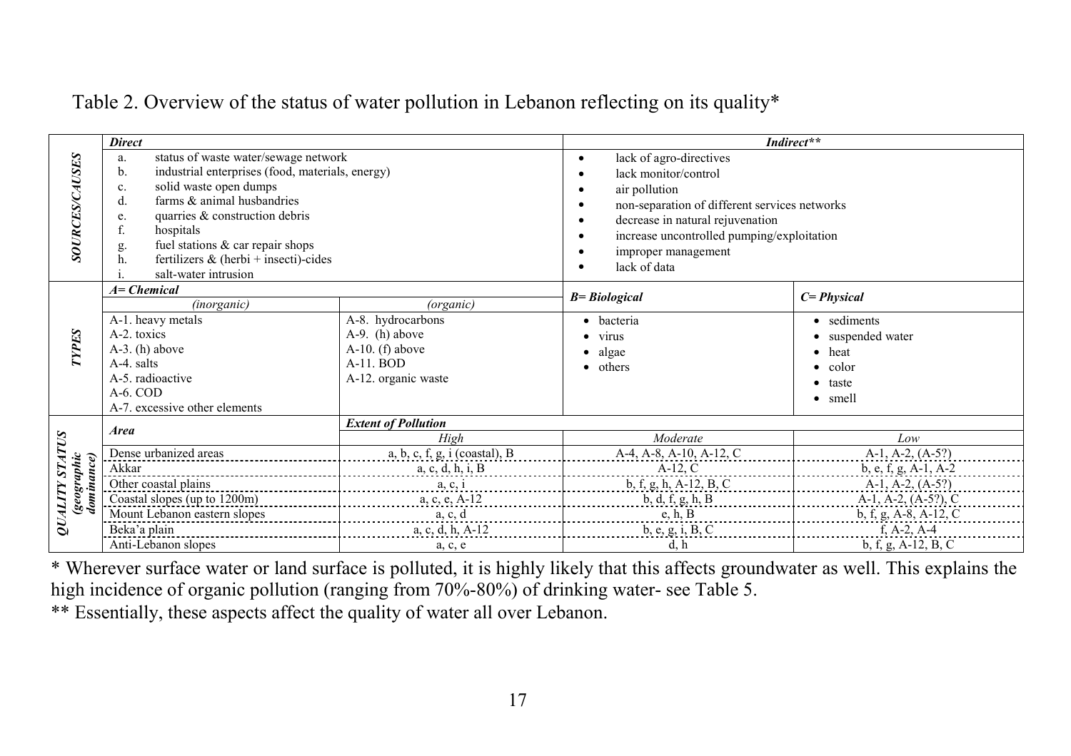Table 2. Overview of the status of water pollution in Lebanon reflecting on its quality*

| | | | | |
|---|---|---|---|---|
| **SOURCES/CAUSES** | ***Direct*** | | ***Indirect\*\**** | |
| | a. status of waste water/sewage network<br>b. industrial enterprises (food, materials, energy)<br>c. solid waste open dumps<br>d. farms & animal husbandries<br>e. quarries & construction debris<br>f. hospitals<br>g. fuel stations & car repair shops<br>h. fertilizers & (herbi + insecti)-cides<br>i. salt-water intrusion | | • lack of agro-directives<br>• lack monitor/control<br>• air pollution<br>• non-separation of different services networks<br>• decrease in natural rejuvenation<br>• increase uncontrolled pumping/exploitation<br>• improper management<br>• lack of data | |
| **TYPES** | ***A= Chemical*** | | ***B= Biological*** | ***C= Physical*** |
| | *(inorganic)* | *(organic)* | | |
| | A-1. heavy metals<br>A-2. toxics<br>A-3. (h) above<br>A-4. salts<br>A-5. radioactive<br>A-6. COD<br>A-7. excessive other elements | A-8. hydrocarbons<br>A-9. (h) above<br>A-10. (f) above<br>A-11. BOD<br>A-12. organic waste | • bacteria<br>• virus<br>• algae<br>• others | • sediments<br>• suspended water<br>• heat<br>• color<br>• taste<br>• smell |
| **QUALITY STATUS *(geographic dominance)*** | ***Area*** | ***Extent of Pollution*** | | |
| | | *High* | *Moderate* | *Low* |
| | Dense urbanized areas | a, b, c, f, g, i (coastal), B | A-4, A-8, A-10, A-12, C | A-1, A-2, (A-5?) |
| | Akkar | a, c, d, h, i, B | A-12, C | b, e, f, g, A-1, A-2 |
| | Other coastal plains | a, c, i | b, f, g, h, A-12, B, C | A-1, A-2, (A-5?) |
| | Coastal slopes (up to 1200m) | a, c, e, A-12 | b, d, f, g, h, B | A-1, A-2, (A-5?), C |
| | Mount Lebanon eastern slopes | a, c, d | e, h, B | b, f, g, A-8, A-12, C |
| | Beka'a plain | a, c, d, h, A-12 | b, e, g, i, B, C | f, A-2, A-4 |
| | Anti-Lebanon slopes | a, c, e | d, h | b, f, g, A-12, B, C |

\* Wherever surface water or land surface is polluted, it is highly likely that this affects groundwater as well. This explains the high incidence of organic pollution (ranging from 70%-80%) of drinking water- see Table 5.

\*\* Essentially, these aspects affect the quality of water all over Lebanon.